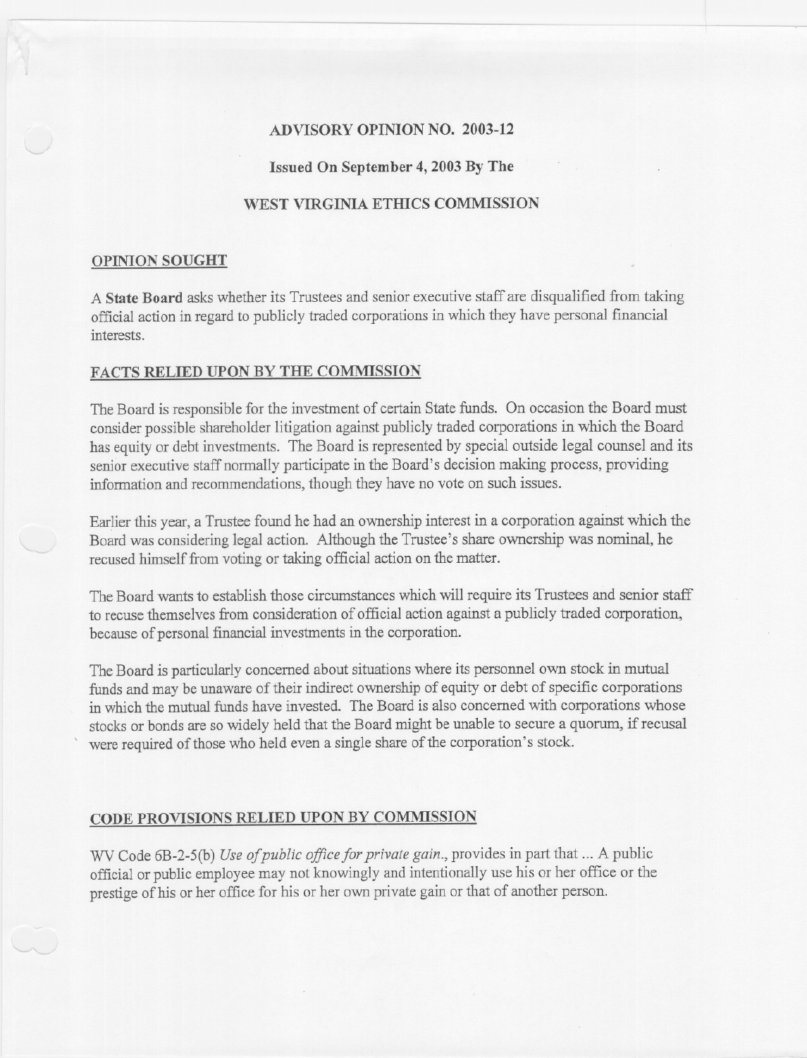# ADVISORY OPINION NO. 2003-12

**Issued On September 4, 2003 By The**

**WEST VIRGINIA ETHICS COMMISSION**

## OPINION SOUGHT

A **State Board** asks whether its Trustees and senior executive staff are disqualified from taking official action in regard to publicly traded corporations in which they have personal financial interests.

## FACTS RELIED UPON BY THE COMMISSION

The Board is responsible for the investment of certain State funds. On occasion the Board must consider possible shareholder litigation against publicly traded corporations in which the Board has equity or debt investments. The Board is represented by special outside legal counsel and its senior executive staff normally participate in the Board's decision making process, providing information and recommendations, though they have no vote on such issues.

Earlier this year, a Trustee found he had an ownership interest in a corporation against which the Board was considering legal action. Although the Trustee's share ownership was nominal, he recused himself from voting or taking official action on the matter.

The Board wants to establish those circumstances which will require its Trustees and senior staff to recuse themselves from consideration of official action against a publicly traded corporation, because of personal financial investments in the corporation.

The Board is particularly concerned about situations where its personnel own stock in mutual funds and may be unaware of their indirect ownership of equity or debt of specific corporations in which the mutual funds have invested. The Board is also concerned with corporations whose stocks or bonds are so widely held that the Board might be unable to secure a quorum, if recusal were required of those who held even a single share of the corporation's stock.

## CODE PROVISIONS RELIED UPON BY COMMISSION

WV Code 6B-2-5(b) *Use of public office for private gain.*, provides in part that ... A public official or public employee may not knowingly and intentionally use his or her office or the prestige of his or her office for his or her own private gain or that of another person.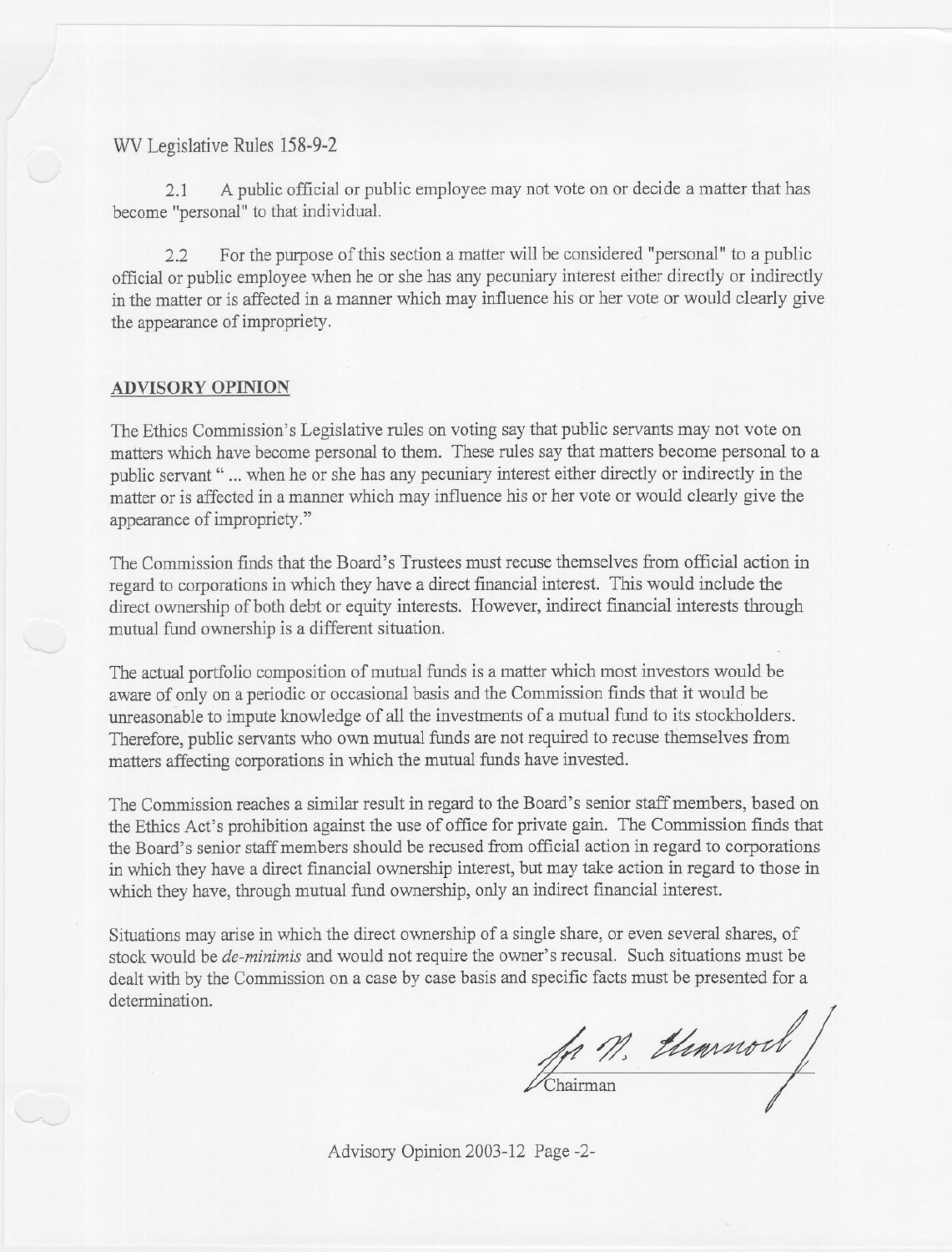WV Legislative Rules 158-9-2

2.1 A public official or public employee may not vote on or decide a matter that has become "personal" to that individual.

2.2 For the purpose of this section a matter will be considered "personal" to a public official or public employee when he or she has any pecuniary interest either directly or indirectly in the matter or is affected in a manner which may influence his or her vote or would clearly give the appearance of impropriety.

## **ADVISORY OPINION**

The Ethics Commission's Legislative rules on voting say that public servants may not vote on matters which have become personal to them. These rules say that matters become personal to a public servant " ... when he or she has any pecuniary interest either directly or indirectly in the matter or is affected in a manner which may influence his or her vote or would clearly give the appearance of impropriety."

The Commission finds that the Board's Trustees must recuse themselves from official action in regard to corporations in which they have a direct financial interest. This would include the direct ownership of both debt or equity interests. However, indirect financial interests through mutual fund ownership is a different situation.

The actual portfolio composition of mutual funds is a matter which most investors would be aware of only on a periodic or occasional basis and the Commission finds that it would be unreasonable to impute knowledge of all the investments of a mutual fund to its stockholders. Therefore, public servants who own mutual funds are not required to recuse themselves from matters affecting corporations in which the mutual funds have invested.

The Commission reaches a similar result in regard to the Board's senior staff members, based on the Ethics Act's prohibition against the use of office for private gain. The Commission finds that the Board's senior staff members should be recused from official action in regard to corporations in which they have a direct financial ownership interest, but may take action in regard to those in which they have, through mutual fund ownership, only an indirect financial interest.

Situations may arise in which the direct ownership of a single share, or even several shares, of stock would be *de-minimis* and would not require the owner's recusal. Such situations must be dealt with by the Commission on a case by case basis and specific facts must be presented for a determination.

for M. Harwood

Chairman

Advisory Opinion 2003-12